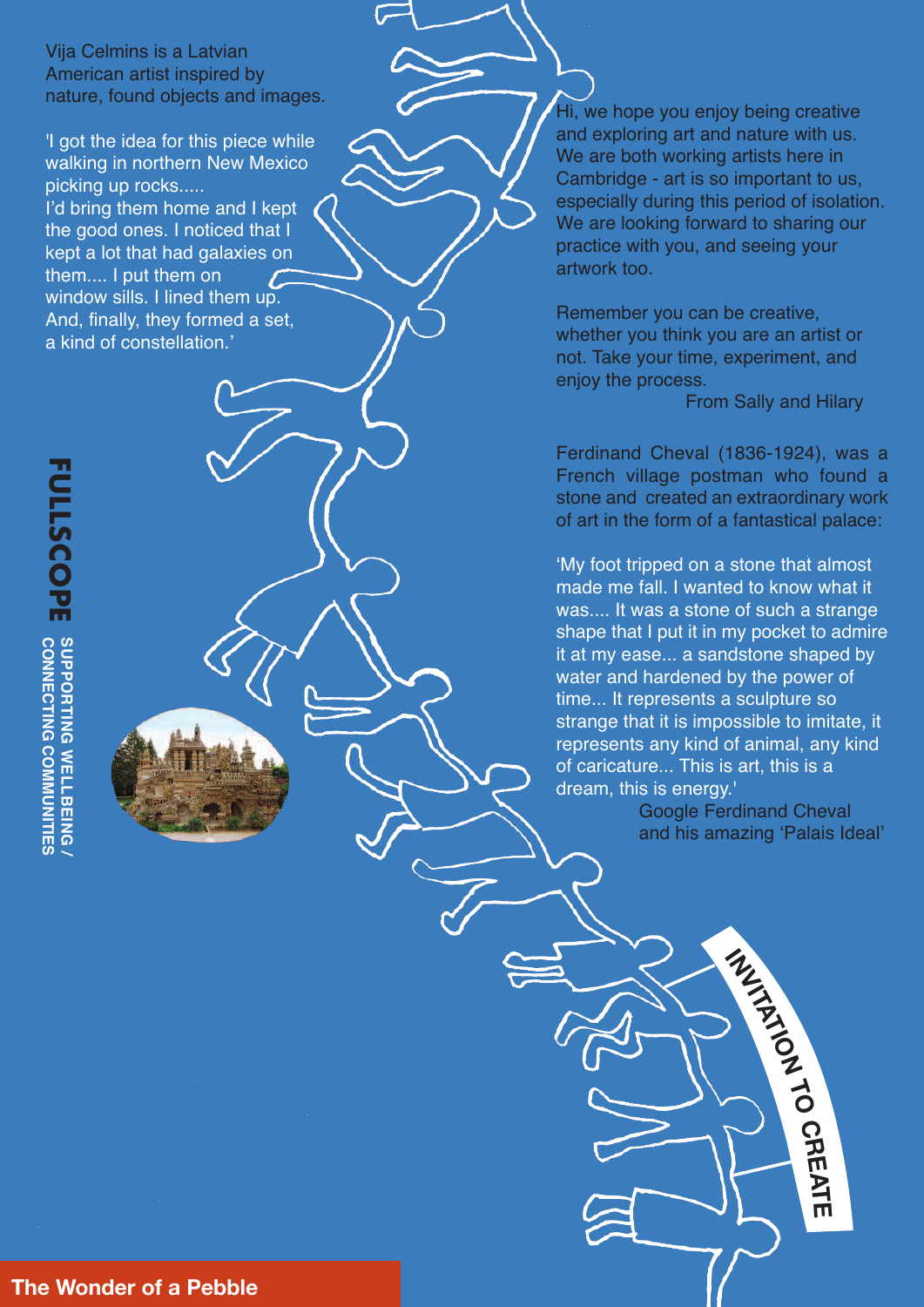# The Wonder of a Pebble

**INVITATION TO CREATE**

**FULLSCOPE** SUPPORTING WELLBEING / CONNECTING COMMUNITIES

Vija Celmins is a Latvian American artist inspired by nature, found objects and images.

'I got the idea for this piece while walking in northern New Mexico picking up rocks..... I'd bring them home and I kept the good ones. I noticed that I kept a lot that had galaxies on them.... I put them on window sills. I lined them up. And, finally, they formed a set, a kind of constellation.'

Hi, we hope you enjoy being creative and exploring art and nature with us. We are both working artists here in Cambridge - art is so important to us, especially during this period of isolation. We are looking forward to sharing our practice with you, and seeing your artwork too.

Remember you can be creative, whether you think you are an artist or not. Take your time, experiment, and enjoy the process.

From Sally and Hilary

Ferdinand Cheval (1836-1924), was a French village postman who found a stone and created an extraordinary work of art in the form of a fantastical palace:

'My foot tripped on a stone that almost made me fall. I wanted to know what it was.... It was a stone of such a strange shape that I put it in my pocket to admire it at my ease... a sandstone shaped by water and hardened by the power of time... It represents a sculpture so strange that it is impossible to imitate, it represents any kind of animal, any kind of caricature... This is art, this is a dream, this is energy.'

Google Ferdinand Cheval and his amazing 'Palais Ideal'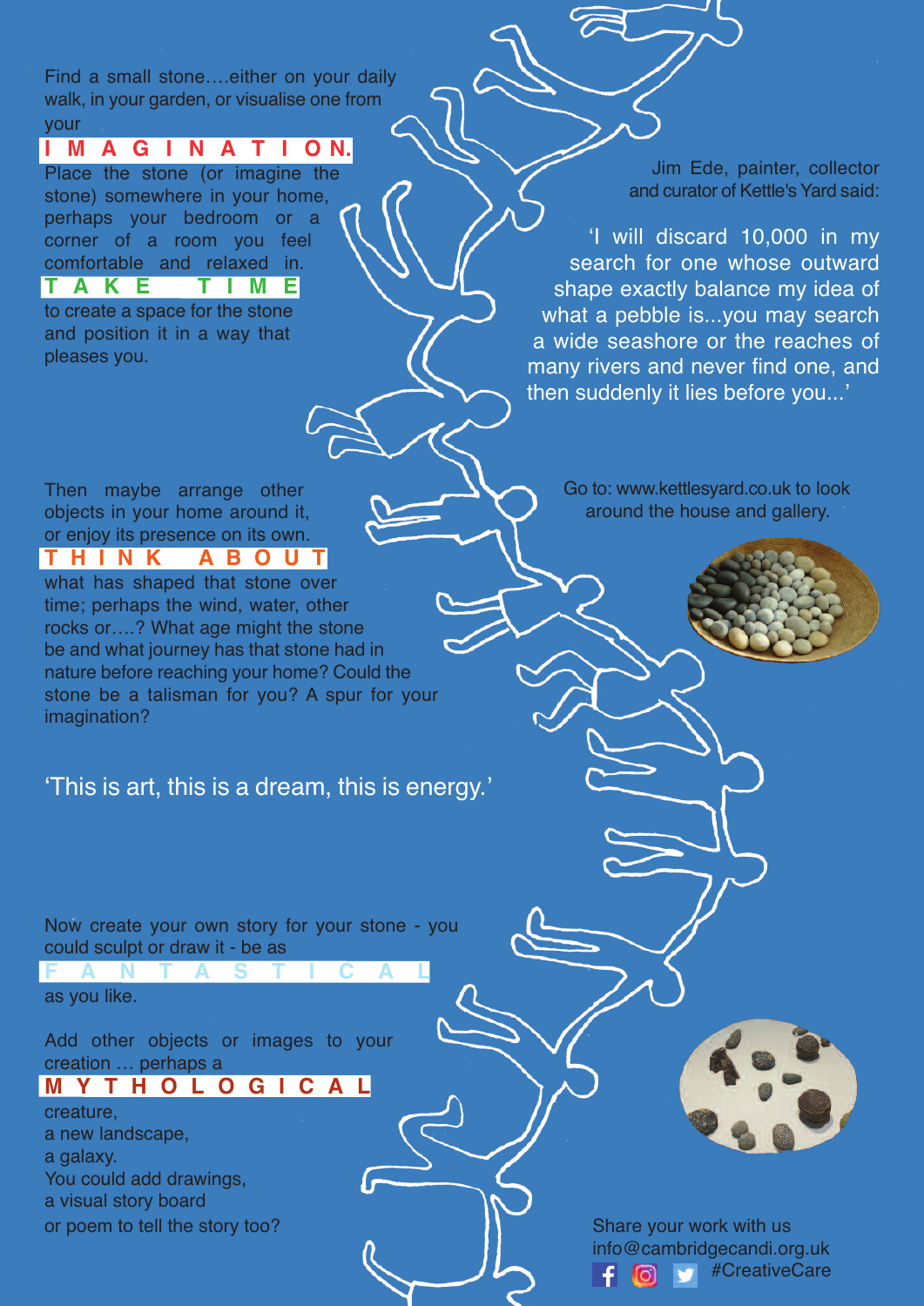Find a small stone….either on your daily walk, in your garden, or visualise one from your

**I M A G I N A T I O N.**

Place the stone (or imagine the stone) somewhere in your home, perhaps your bedroom or a corner of a room you feel comfortable and relaxed in.

**T A K E   T I M E**

to create a space for the stone and position it in a way that pleases you.

Then maybe arrange other objects in your home around it, or enjoy its presence on its own.

**T H I N K   A B O U T**

what has shaped that stone over time; perhaps the wind, water, other rocks or….? What age might the stone be and what journey has that stone had in nature before reaching your home? Could the stone be a talisman for you? A spur for your imagination?

'This is art, this is a dream, this is energy.'

Now create your own story for your stone - you could sculpt or draw it - be as

**F A N T A S T I C A L**

as you like.

Add other objects or images to your creation … perhaps a

**M Y T H O L O G I C A L**

creature,
a new landscape,
a galaxy.
You could add drawings,
a visual story board
or poem to tell the story too?

Jim Ede, painter, collector and curator of Kettle's Yard said:

'I will discard 10,000 in my search for one whose outward shape exactly balance my idea of what a pebble is...you may search a wide seashore or the reaches of many rivers and never find one, and then suddenly it lies before you...'

Go to: www.kettlesyard.co.uk to look around the house and gallery.

Share your work with us
info@cambridgecandi.org.uk
#CreativeCare